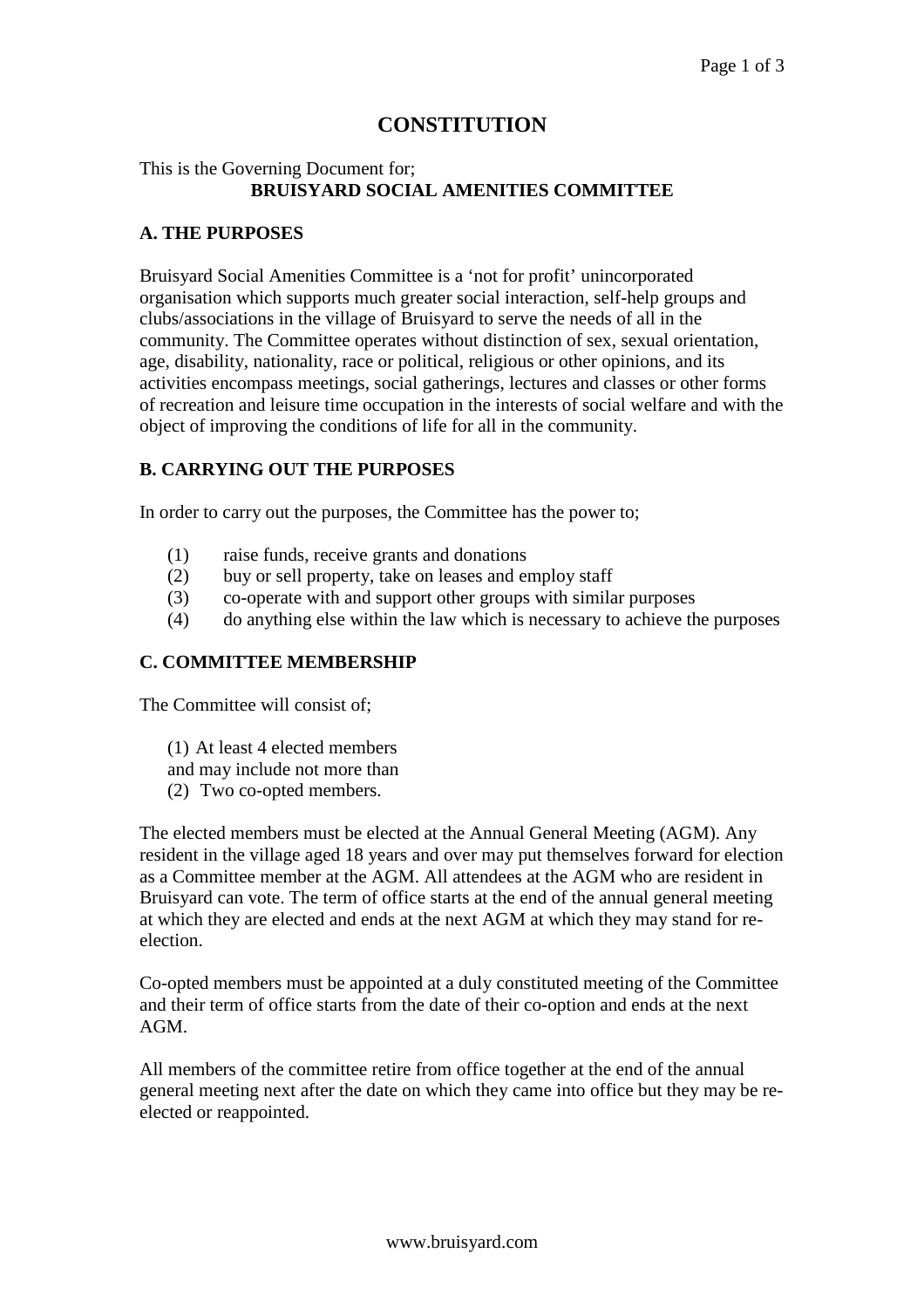# CONSTITUTION

This is the Governing Document for;

**BRUISYARD SOCIAL AMENITIES COMMITTEE**

## A. THE PURPOSES

Bruisyard Social Amenities Committee is a 'not for profit' unincorporated organisation which supports much greater social interaction, self-help groups and clubs/associations in the village of Bruisyard to serve the needs of all in the community. The Committee operates without distinction of sex, sexual orientation, age, disability, nationality, race or political, religious or other opinions, and its activities encompass meetings, social gatherings, lectures and classes or other forms of recreation and leisure time occupation in the interests of social welfare and with the object of improving the conditions of life for all in the community.

## B. CARRYING OUT THE PURPOSES

In order to carry out the purposes, the Committee has the power to;

(1) raise funds, receive grants and donations
(2) buy or sell property, take on leases and employ staff
(3) co-operate with and support other groups with similar purposes
(4) do anything else within the law which is necessary to achieve the purposes

## C. COMMITTEE MEMBERSHIP

The Committee will consist of;

(1) At least 4 elected members
and may include not more than
(2) Two co-opted members.

The elected members must be elected at the Annual General Meeting (AGM). Any resident in the village aged 18 years and over may put themselves forward for election as a Committee member at the AGM. All attendees at the AGM who are resident in Bruisyard can vote. The term of office starts at the end of the annual general meeting at which they are elected and ends at the next AGM at which they may stand for re-election.

Co-opted members must be appointed at a duly constituted meeting of the Committee and their term of office starts from the date of their co-option and ends at the next AGM.

All members of the committee retire from office together at the end of the annual general meeting next after the date on which they came into office but they may be re-elected or reappointed.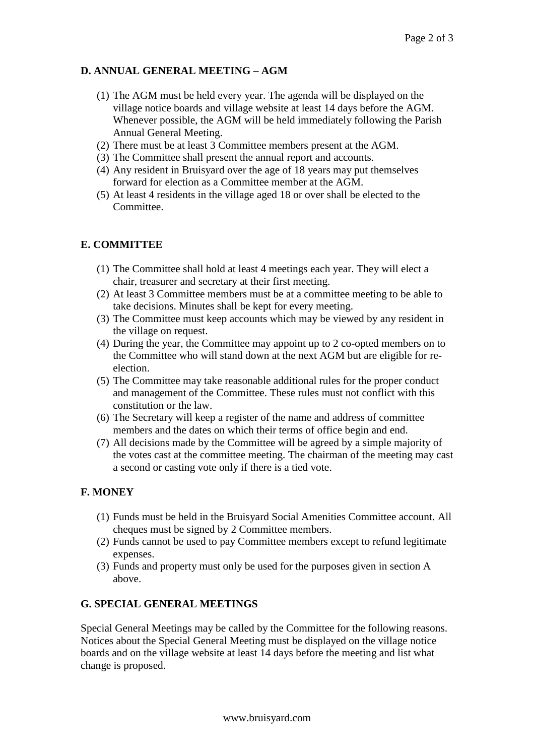## D. ANNUAL GENERAL MEETING – AGM

(1) The AGM must be held every year. The agenda will be displayed on the village notice boards and village website at least 14 days before the AGM. Whenever possible, the AGM will be held immediately following the Parish Annual General Meeting.
(2) There must be at least 3 Committee members present at the AGM.
(3) The Committee shall present the annual report and accounts.
(4) Any resident in Bruisyard over the age of 18 years may put themselves forward for election as a Committee member at the AGM.
(5) At least 4 residents in the village aged 18 or over shall be elected to the Committee.

## E. COMMITTEE

(1) The Committee shall hold at least 4 meetings each year. They will elect a chair, treasurer and secretary at their first meeting.
(2) At least 3 Committee members must be at a committee meeting to be able to take decisions. Minutes shall be kept for every meeting.
(3) The Committee must keep accounts which may be viewed by any resident in the village on request.
(4) During the year, the Committee may appoint up to 2 co-opted members on to the Committee who will stand down at the next AGM but are eligible for re-election.
(5) The Committee may take reasonable additional rules for the proper conduct and management of the Committee. These rules must not conflict with this constitution or the law.
(6) The Secretary will keep a register of the name and address of committee members and the dates on which their terms of office begin and end.
(7) All decisions made by the Committee will be agreed by a simple majority of the votes cast at the committee meeting. The chairman of the meeting may cast a second or casting vote only if there is a tied vote.

## F. MONEY

(1) Funds must be held in the Bruisyard Social Amenities Committee account. All cheques must be signed by 2 Committee members.
(2) Funds cannot be used to pay Committee members except to refund legitimate expenses.
(3) Funds and property must only be used for the purposes given in section A above.

## G. SPECIAL GENERAL MEETINGS

Special General Meetings may be called by the Committee for the following reasons. Notices about the Special General Meeting must be displayed on the village notice boards and on the village website at least 14 days before the meeting and list what change is proposed.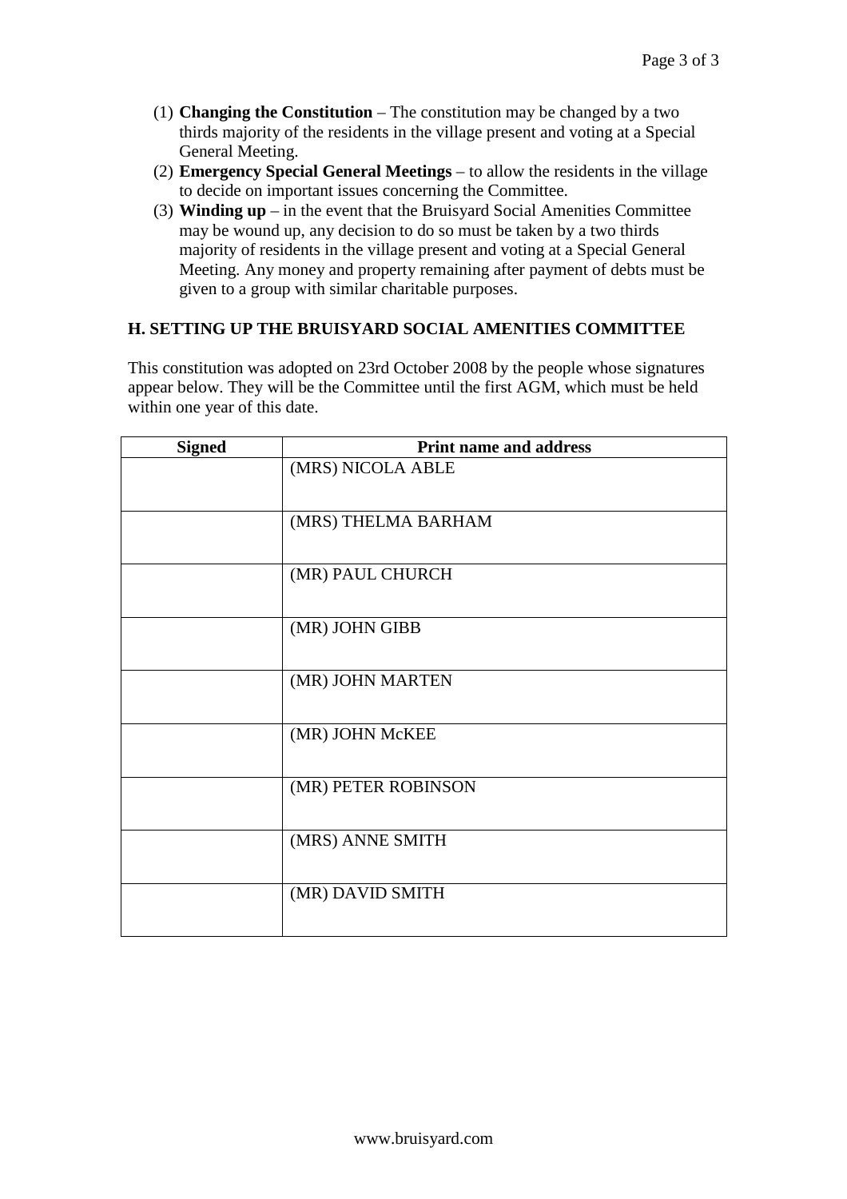(1) **Changing the Constitution** – The constitution may be changed by a two thirds majority of the residents in the village present and voting at a Special General Meeting.
(2) **Emergency Special General Meetings** – to allow the residents in the village to decide on important issues concerning the Committee.
(3) **Winding up** – in the event that the Bruisyard Social Amenities Committee may be wound up, any decision to do so must be taken by a two thirds majority of residents in the village present and voting at a Special General Meeting. Any money and property remaining after payment of debts must be given to a group with similar charitable purposes.

## H. SETTING UP THE BRUISYARD SOCIAL AMENITIES COMMITTEE

This constitution was adopted on 23rd October 2008 by the people whose signatures appear below. They will be the Committee until the first AGM, which must be held within one year of this date.

| Signed | Print name and address |
|---|---|
| | (MRS) NICOLA ABLE |
| | (MRS) THELMA BARHAM |
| | (MR) PAUL CHURCH |
| | (MR) JOHN GIBB |
| | (MR) JOHN MARTEN |
| | (MR) JOHN McKEE |
| | (MR) PETER ROBINSON |
| | (MRS) ANNE SMITH |
| | (MR) DAVID SMITH |

www.bruisyard.com